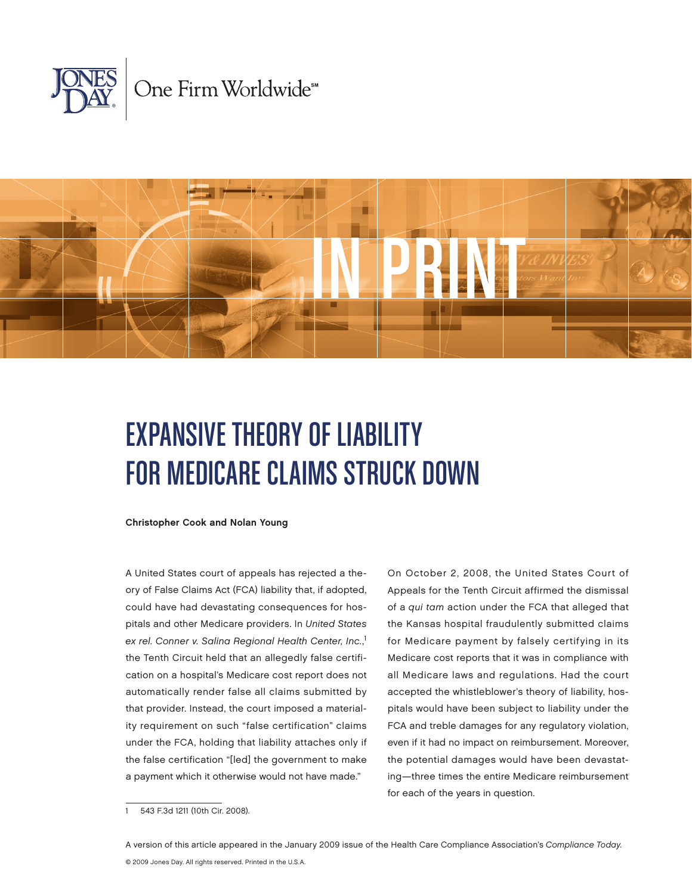# EXPANSIVE THEORY OF LIABILITY FOR MEDICARE CLAIMS STRUCK DOWN

**Christopher Cook and Nolan Young**

A United States court of appeals has rejected a theory of False Claims Act (FCA) liability that, if adopted, could have had devastating consequences for hospitals and other Medicare providers. In *United States ex rel. Conner v. Salina Regional Health Center, Inc.*,[1] the Tenth Circuit held that an allegedly false certification on a hospital's Medicare cost report does not automatically render false all claims submitted by that provider. Instead, the court imposed a materiality requirement on such "false certification" claims under the FCA, holding that liability attaches only if the false certification "[led] the government to make a payment which it otherwise would not have made."

On October 2, 2008, the United States Court of Appeals for the Tenth Circuit affirmed the dismissal of a *qui tam* action under the FCA that alleged that the Kansas hospital fraudulently submitted claims for Medicare payment by falsely certifying in its Medicare cost reports that it was in compliance with all Medicare laws and regulations. Had the court accepted the whistleblower's theory of liability, hospitals would have been subject to liability under the FCA and treble damages for any regulatory violation, even if it had no impact on reimbursement. Moreover, the potential damages would have been devastating—three times the entire Medicare reimbursement for each of the years in question.

[1] 543 F.3d 1211 (10th Cir. 2008).

A version of this article appeared in the January 2009 issue of the Health Care Compliance Association's *Compliance Today*.

© 2009 Jones Day. All rights reserved. Printed in the U.S.A.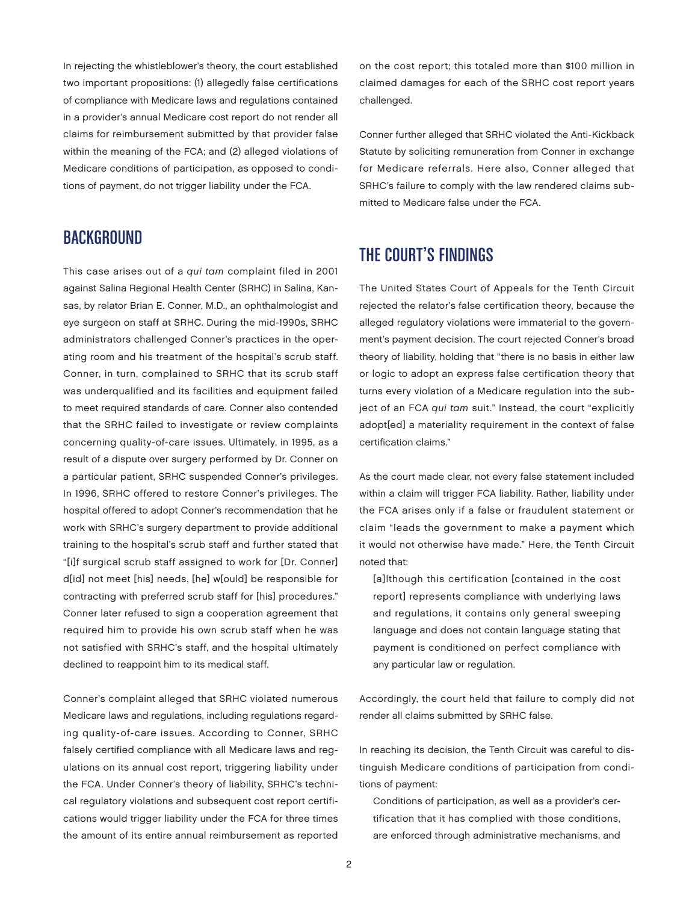In rejecting the whistleblower's theory, the court established two important propositions: (1) allegedly false certifications of compliance with Medicare laws and regulations contained in a provider's annual Medicare cost report do not render all claims for reimbursement submitted by that provider false within the meaning of the FCA; and (2) alleged violations of Medicare conditions of participation, as opposed to conditions of payment, do not trigger liability under the FCA.

## BACKGROUND

This case arises out of a *qui tam* complaint filed in 2001 against Salina Regional Health Center (SRHC) in Salina, Kansas, by relator Brian E. Conner, M.D., an ophthalmologist and eye surgeon on staff at SRHC. During the mid-1990s, SRHC administrators challenged Conner's practices in the operating room and his treatment of the hospital's scrub staff. Conner, in turn, complained to SRHC that its scrub staff was underqualified and its facilities and equipment failed to meet required standards of care. Conner also contended that the SRHC failed to investigate or review complaints concerning quality-of-care issues. Ultimately, in 1995, as a result of a dispute over surgery performed by Dr. Conner on a particular patient, SRHC suspended Conner's privileges. In 1996, SRHC offered to restore Conner's privileges. The hospital offered to adopt Conner's recommendation that he work with SRHC's surgery department to provide additional training to the hospital's scrub staff and further stated that "[i]f surgical scrub staff assigned to work for [Dr. Conner] d[id] not meet [his] needs, [he] w[ould] be responsible for contracting with preferred scrub staff for [his] procedures." Conner later refused to sign a cooperation agreement that required him to provide his own scrub staff when he was not satisfied with SRHC's staff, and the hospital ultimately declined to reappoint him to its medical staff.

Conner's complaint alleged that SRHC violated numerous Medicare laws and regulations, including regulations regarding quality-of-care issues. According to Conner, SRHC falsely certified compliance with all Medicare laws and regulations on its annual cost report, triggering liability under the FCA. Under Conner's theory of liability, SRHC's technical regulatory violations and subsequent cost report certifications would trigger liability under the FCA for three times the amount of its entire annual reimbursement as reported on the cost report; this totaled more than $100 million in claimed damages for each of the SRHC cost report years challenged.

Conner further alleged that SRHC violated the Anti-Kickback Statute by soliciting remuneration from Conner in exchange for Medicare referrals. Here also, Conner alleged that SRHC's failure to comply with the law rendered claims submitted to Medicare false under the FCA.

## THE COURT'S FINDINGS

The United States Court of Appeals for the Tenth Circuit rejected the relator's false certification theory, because the alleged regulatory violations were immaterial to the government's payment decision. The court rejected Conner's broad theory of liability, holding that "there is no basis in either law or logic to adopt an express false certification theory that turns every violation of a Medicare regulation into the subject of an FCA *qui tam* suit." Instead, the court "explicitly adopt[ed] a materiality requirement in the context of false certification claims."

As the court made clear, not every false statement included within a claim will trigger FCA liability. Rather, liability under the FCA arises only if a false or fraudulent statement or claim "leads the government to make a payment which it would not otherwise have made." Here, the Tenth Circuit noted that:

> [a]lthough this certification [contained in the cost report] represents compliance with underlying laws and regulations, it contains only general sweeping language and does not contain language stating that payment is conditioned on perfect compliance with any particular law or regulation.

Accordingly, the court held that failure to comply did not render all claims submitted by SRHC false.

In reaching its decision, the Tenth Circuit was careful to distinguish Medicare conditions of participation from conditions of payment:

> Conditions of participation, as well as a provider's certification that it has complied with those conditions, are enforced through administrative mechanisms, and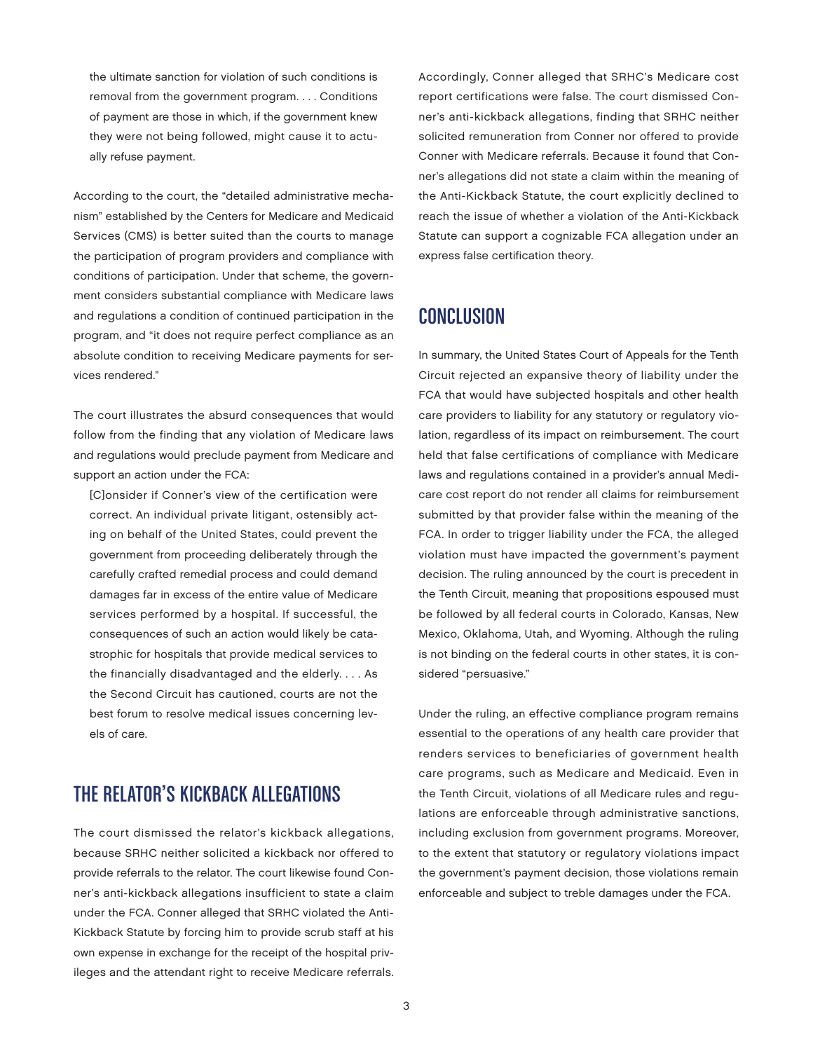> the ultimate sanction for violation of such conditions is removal from the government program. . . . Conditions of payment are those in which, if the government knew they were not being followed, might cause it to actually refuse payment.

According to the court, the "detailed administrative mechanism" established by the Centers for Medicare and Medicaid Services (CMS) is better suited than the courts to manage the participation of program providers and compliance with conditions of participation. Under that scheme, the government considers substantial compliance with Medicare laws and regulations a condition of continued participation in the program, and "it does not require perfect compliance as an absolute condition to receiving Medicare payments for services rendered."

The court illustrates the absurd consequences that would follow from the finding that any violation of Medicare laws and regulations would preclude payment from Medicare and support an action under the FCA:

> [C]onsider if Conner's view of the certification were correct. An individual private litigant, ostensibly acting on behalf of the United States, could prevent the government from proceeding deliberately through the carefully crafted remedial process and could demand damages far in excess of the entire value of Medicare services performed by a hospital. If successful, the consequences of such an action would likely be catastrophic for hospitals that provide medical services to the financially disadvantaged and the elderly. . . . As the Second Circuit has cautioned, courts are not the best forum to resolve medical issues concerning levels of care.

## THE RELATOR'S KICKBACK ALLEGATIONS

The court dismissed the relator's kickback allegations, because SRHC neither solicited a kickback nor offered to provide referrals to the relator. The court likewise found Conner's anti-kickback allegations insufficient to state a claim under the FCA. Conner alleged that SRHC violated the Anti-Kickback Statute by forcing him to provide scrub staff at his own expense in exchange for the receipt of the hospital privileges and the attendant right to receive Medicare referrals. Accordingly, Conner alleged that SRHC's Medicare cost report certifications were false. The court dismissed Conner's anti-kickback allegations, finding that SRHC neither solicited remuneration from Conner nor offered to provide Conner with Medicare referrals. Because it found that Conner's allegations did not state a claim within the meaning of the Anti-Kickback Statute, the court explicitly declined to reach the issue of whether a violation of the Anti-Kickback Statute can support a cognizable FCA allegation under an express false certification theory.

## CONCLUSION

In summary, the United States Court of Appeals for the Tenth Circuit rejected an expansive theory of liability under the FCA that would have subjected hospitals and other health care providers to liability for any statutory or regulatory violation, regardless of its impact on reimbursement. The court held that false certifications of compliance with Medicare laws and regulations contained in a provider's annual Medicare cost report do not render all claims for reimbursement submitted by that provider false within the meaning of the FCA. In order to trigger liability under the FCA, the alleged violation must have impacted the government's payment decision. The ruling announced by the court is precedent in the Tenth Circuit, meaning that propositions espoused must be followed by all federal courts in Colorado, Kansas, New Mexico, Oklahoma, Utah, and Wyoming. Although the ruling is not binding on the federal courts in other states, it is considered "persuasive."

Under the ruling, an effective compliance program remains essential to the operations of any health care provider that renders services to beneficiaries of government health care programs, such as Medicare and Medicaid. Even in the Tenth Circuit, violations of all Medicare rules and regulations are enforceable through administrative sanctions, including exclusion from government programs. Moreover, to the extent that statutory or regulatory violations impact the government's payment decision, those violations remain enforceable and subject to treble damages under the FCA.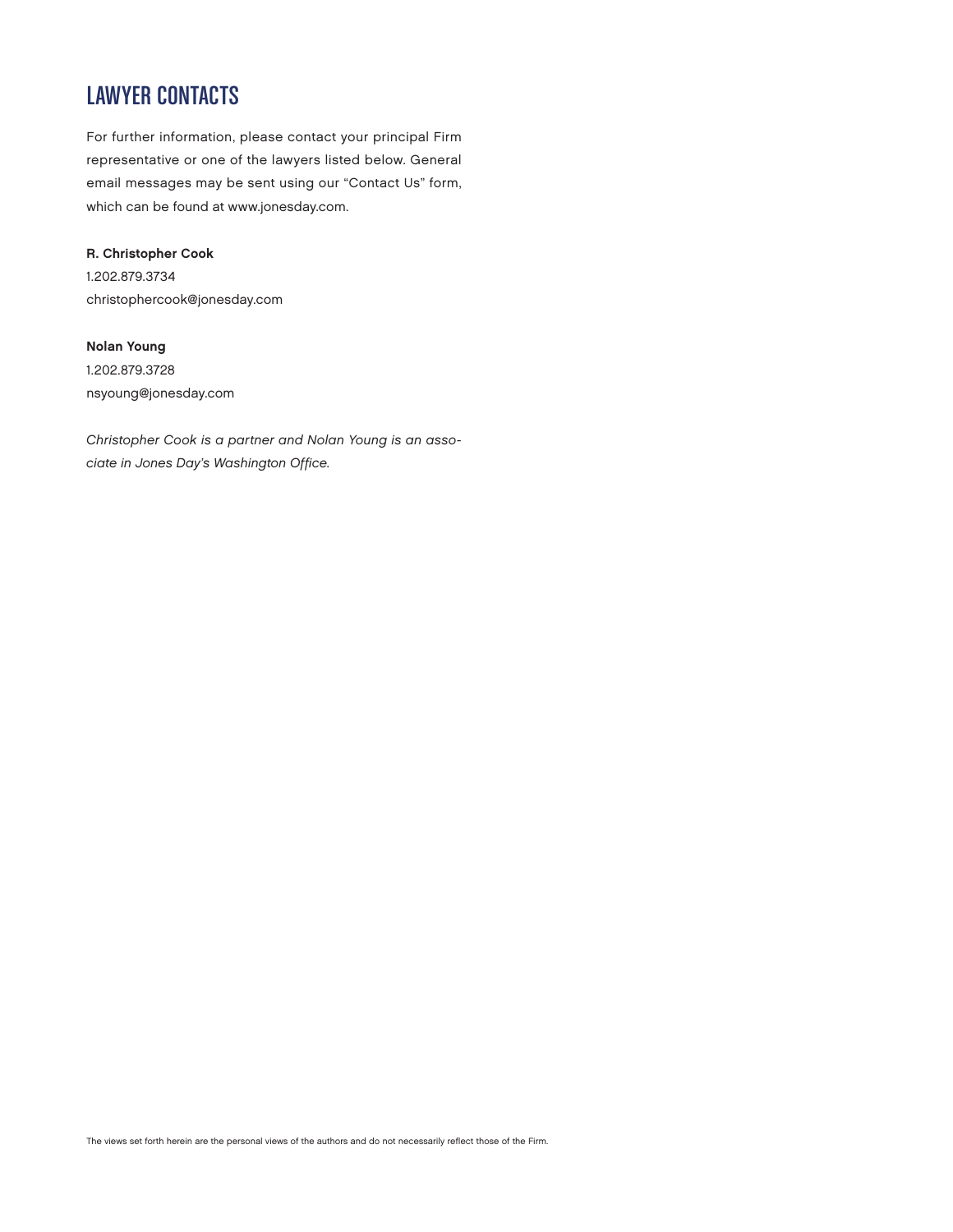## LAWYER CONTACTS

For further information, please contact your principal Firm representative or one of the lawyers listed below. General email messages may be sent using our "Contact Us" form, which can be found at www.jonesday.com.

**R. Christopher Cook**
1.202.879.3734
christophercook@jonesday.com

**Nolan Young**
1.202.879.3728
nsyoung@jonesday.com

*Christopher Cook is a partner and Nolan Young is an associate in Jones Day's Washington Office.*

The views set forth herein are the personal views of the authors and do not necessarily reflect those of the Firm.